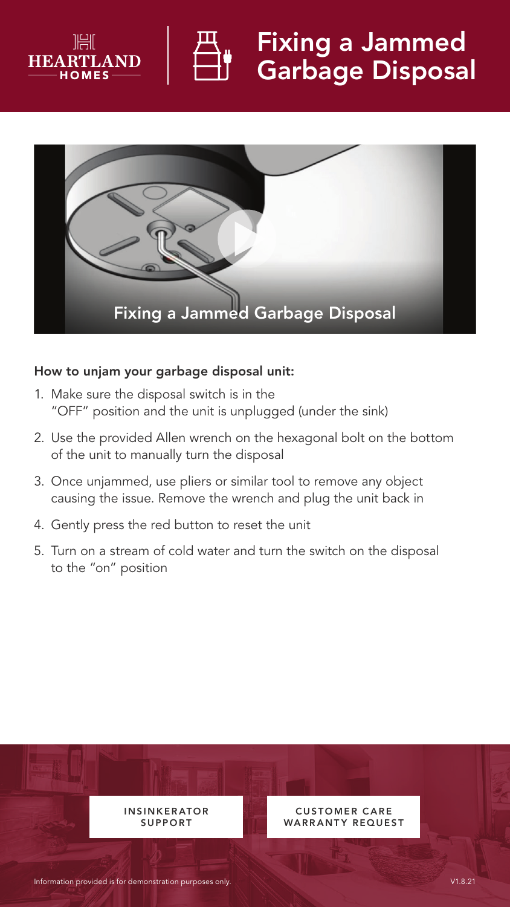# Fixing a Jammed Garbage Disposal

Fixing a Jammed Garbage Disposal

**How to unjam your garbage disposal unit:**

1. Make sure the disposal switch is in the "OFF" position and the unit is unplugged (under the sink)
2. Use the provided Allen wrench on the hexagonal bolt on the bottom of the unit to manually turn the disposal
3. Once unjammed, use pliers or similar tool to remove any object causing the issue. Remove the wrench and plug the unit back in
4. Gently press the red button to reset the unit
5. Turn on a stream of cold water and turn the switch on the disposal to the "on" position

INSINKERATOR SUPPORT

CUSTOMER CARE WARRANTY REQUEST

Information provided is for demonstration purposes only.

V1.8.21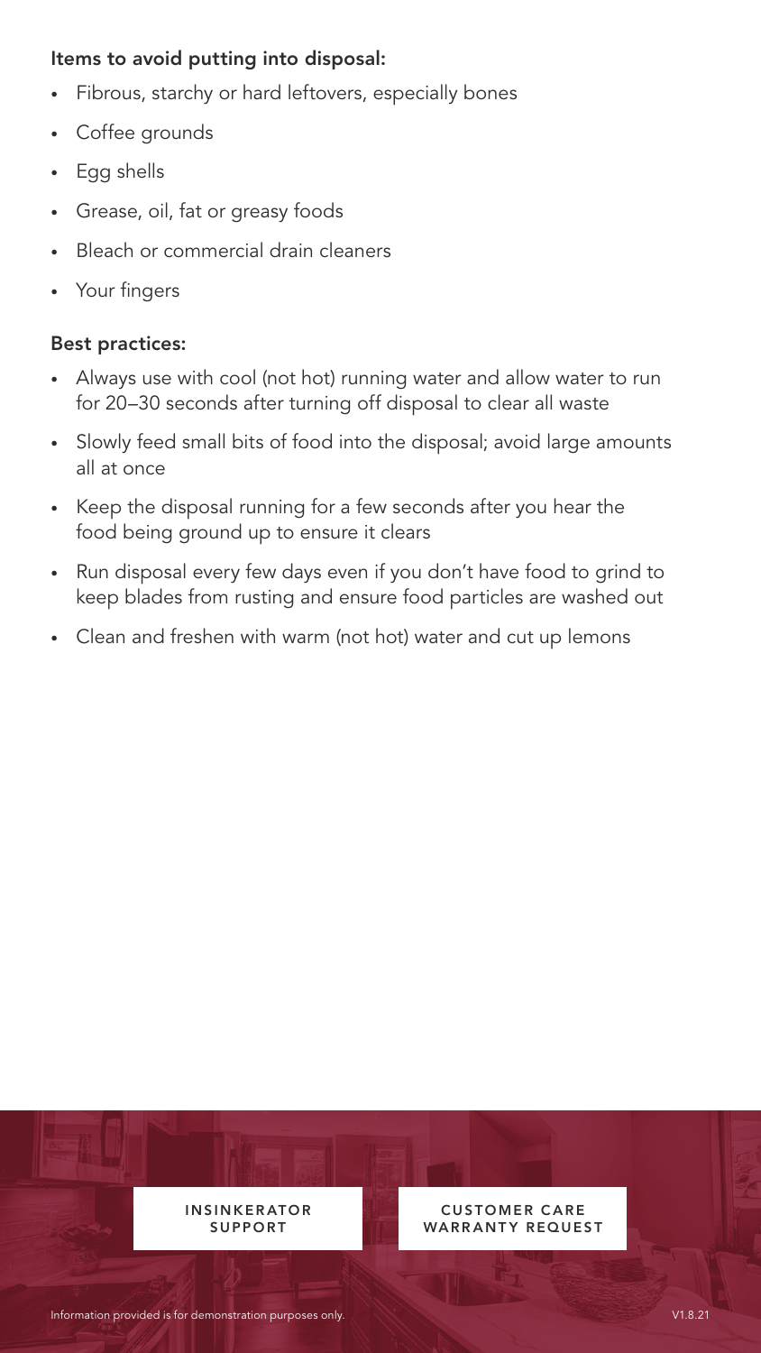**Items to avoid putting into disposal:**

- Fibrous, starchy or hard leftovers, especially bones
- Coffee grounds
- Egg shells
- Grease, oil, fat or greasy foods
- Bleach or commercial drain cleaners
- Your fingers

**Best practices:**

- Always use with cool (not hot) running water and allow water to run for 20–30 seconds after turning off disposal to clear all waste
- Slowly feed small bits of food into the disposal; avoid large amounts all at once
- Keep the disposal running for a few seconds after you hear the food being ground up to ensure it clears
- Run disposal every few days even if you don't have food to grind to keep blades from rusting and ensure food particles are washed out
- Clean and freshen with warm (not hot) water and cut up lemons

INSINKERATOR SUPPORT

CUSTOMER CARE WARRANTY REQUEST

Information provided is for demonstration purposes only.

V1.8.21